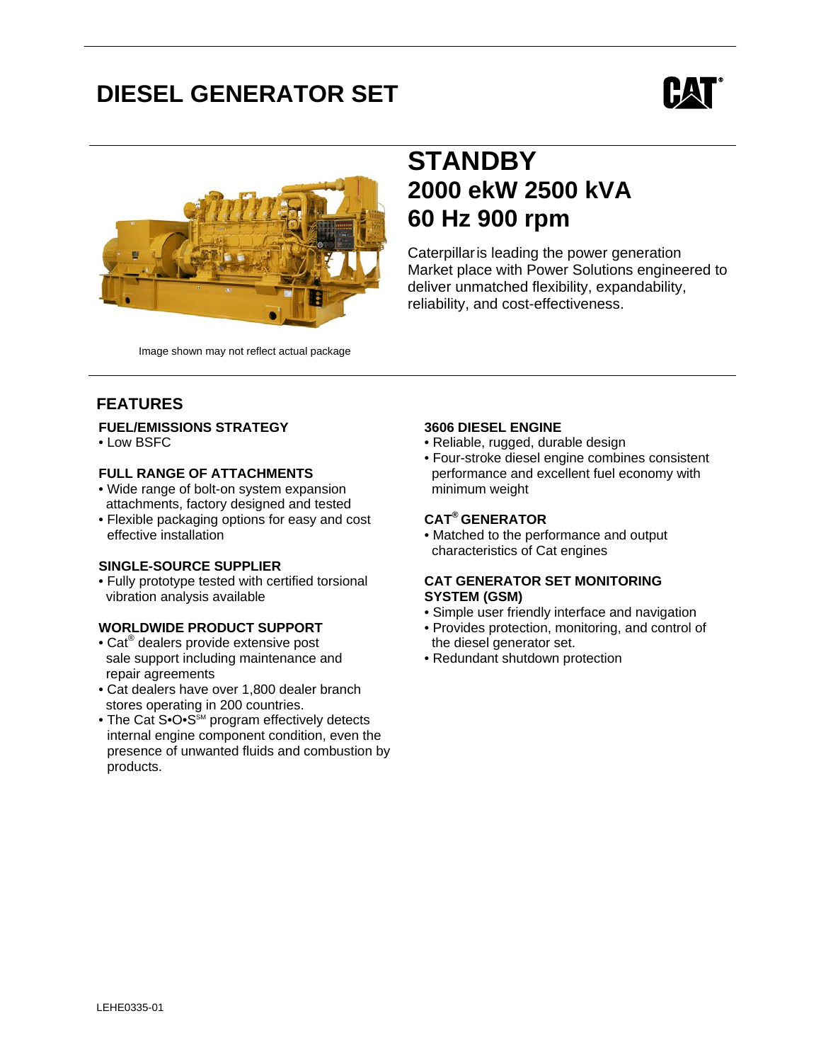# DIESEL GENERATOR SET

Image shown may not reflect actual package

## STANDBY
## 2000 ekW 2500 kVA
## 60 Hz 900 rpm

Caterpillar is leading the power generation Market place with Power Solutions engineered to deliver unmatched flexibility, expandability, reliability, and cost-effectiveness.

## FEATURES

### FUEL/EMISSIONS STRATEGY
- Low BSFC

### FULL RANGE OF ATTACHMENTS
- Wide range of bolt-on system expansion attachments, factory designed and tested
- Flexible packaging options for easy and cost effective installation

### SINGLE-SOURCE SUPPLIER
- Fully prototype tested with certified torsional vibration analysis available

### WORLDWIDE PRODUCT SUPPORT
- Cat® dealers provide extensive post sale support including maintenance and repair agreements
- Cat dealers have over 1,800 dealer branch stores operating in 200 countries.
- The Cat S•O•S℠ program effectively detects internal engine component condition, even the presence of unwanted fluids and combustion by products.

### 3606 DIESEL ENGINE
- Reliable, rugged, durable design
- Four-stroke diesel engine combines consistent performance and excellent fuel economy with minimum weight

### CAT® GENERATOR
- Matched to the performance and output characteristics of Cat engines

### CAT GENERATOR SET MONITORING SYSTEM (GSM)
- Simple user friendly interface and navigation
- Provides protection, monitoring, and control of the diesel generator set.
- Redundant shutdown protection

LEHE0335-01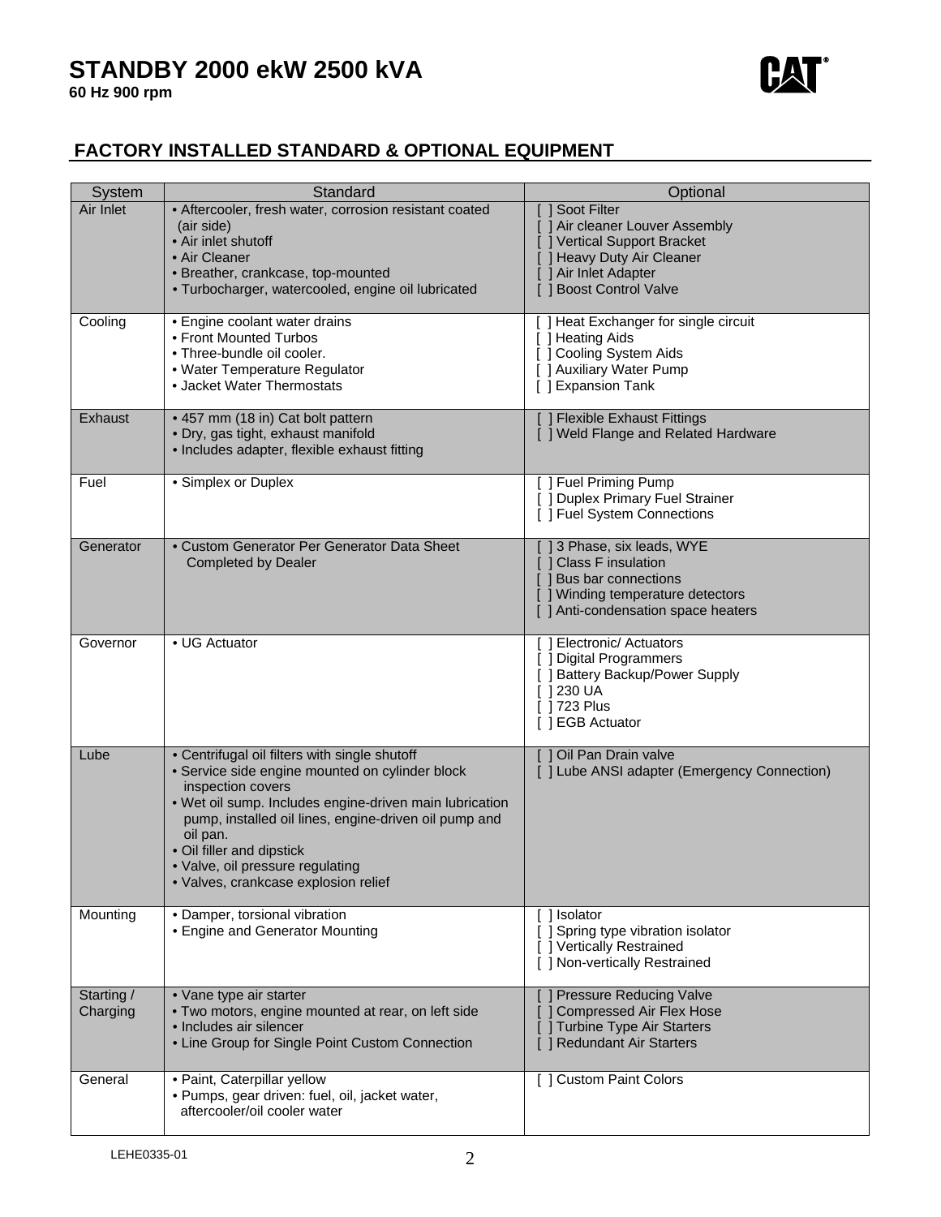# STANDBY 2000 ekW 2500 kVA

**60 Hz 900 rpm**

## FACTORY INSTALLED STANDARD & OPTIONAL EQUIPMENT

| System | Standard | Optional |
|---|---|---|
| Air Inlet | • Aftercooler, fresh water, corrosion resistant coated (air side)<br>• Air inlet shutoff<br>• Air Cleaner<br>• Breather, crankcase, top-mounted<br>• Turbocharger, watercooled, engine oil lubricated | [ ] Soot Filter<br>[ ] Air cleaner Louver Assembly<br>[ ] Vertical Support Bracket<br>[ ] Heavy Duty Air Cleaner<br>[ ] Air Inlet Adapter<br>[ ] Boost Control Valve |
| Cooling | • Engine coolant water drains<br>• Front Mounted Turbos<br>• Three-bundle oil cooler.<br>• Water Temperature Regulator<br>• Jacket Water Thermostats | [ ] Heat Exchanger for single circuit<br>[ ] Heating Aids<br>[ ] Cooling System Aids<br>[ ] Auxiliary Water Pump<br>[ ] Expansion Tank |
| Exhaust | • 457 mm (18 in) Cat bolt pattern<br>• Dry, gas tight, exhaust manifold<br>• Includes adapter, flexible exhaust fitting | [ ] Flexible Exhaust Fittings<br>[ ] Weld Flange and Related Hardware |
| Fuel | • Simplex or Duplex | [ ] Fuel Priming Pump<br>[ ] Duplex Primary Fuel Strainer<br>[ ] Fuel System Connections |
| Generator | • Custom Generator Per Generator Data Sheet Completed by Dealer | [ ] 3 Phase, six leads, WYE<br>[ ] Class F insulation<br>[ ] Bus bar connections<br>[ ] Winding temperature detectors<br>[ ] Anti-condensation space heaters |
| Governor | • UG Actuator | [ ] Electronic/ Actuators<br>[ ] Digital Programmers<br>[ ] Battery Backup/Power Supply<br>[ ] 230 UA<br>[ ] 723 Plus<br>[ ] EGB Actuator |
| Lube | • Centrifugal oil filters with single shutoff<br>• Service side engine mounted on cylinder block inspection covers<br>• Wet oil sump. Includes engine-driven main lubrication pump, installed oil lines, engine-driven oil pump and oil pan.<br>• Oil filler and dipstick<br>• Valve, oil pressure regulating<br>• Valves, crankcase explosion relief | [ ] Oil Pan Drain valve<br>[ ] Lube ANSI adapter (Emergency Connection) |
| Mounting | • Damper, torsional vibration<br>• Engine and Generator Mounting | [ ] Isolator<br>[ ] Spring type vibration isolator<br>[ ] Vertically Restrained<br>[ ] Non-vertically Restrained |
| Starting / Charging | • Vane type air starter<br>• Two motors, engine mounted at rear, on left side<br>• Includes air silencer<br>• Line Group for Single Point Custom Connection | [ ] Pressure Reducing Valve<br>[ ] Compressed Air Flex Hose<br>[ ] Turbine Type Air Starters<br>[ ] Redundant Air Starters |
| General | • Paint, Caterpillar yellow<br>• Pumps, gear driven: fuel, oil, jacket water, aftercooler/oil cooler water | [ ] Custom Paint Colors |

LEHE0335-01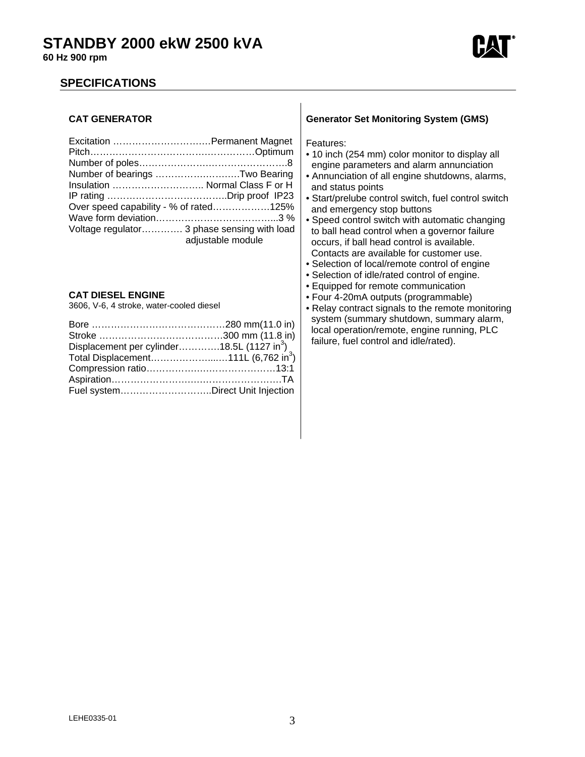# STANDBY 2000 ekW 2500 kVA

**60 Hz 900 rpm**

## SPECIFICATIONS

### CAT GENERATOR

| | |
|---|---|
| Excitation | Permanent Magnet |
| Pitch | Optimum |
| Number of poles | 8 |
| Number of bearings | Two Bearing |
| Insulation | Normal Class F or H |
| IP rating | Drip proof IP23 |
| Over speed capability - % of rated | 125% |
| Wave form deviation | 3 % |
| Voltage regulator | 3 phase sensing with load adjustable module |

### CAT DIESEL ENGINE

3606, V-6, 4 stroke, water-cooled diesel

| | |
|---|---|
| Bore | 280 mm(11.0 in) |
| Stroke | 300 mm (11.8 in) |
| Displacement per cylinder | 18.5L (1127 $in^3$) |
| Total Displacement | 111L (6,762 $in^3$) |
| Compression ratio | 13:1 |
| Aspiration | TA |
| Fuel system | Direct Unit Injection |

### Generator Set Monitoring System (GMS)

Features:

- 10 inch (254 mm) color monitor to display all engine parameters and alarm annunciation
- Annunciation of all engine shutdowns, alarms, and status points
- Start/prelube control switch, fuel control switch and emergency stop buttons
- Speed control switch with automatic changing to ball head control when a governor failure occurs, if ball head control is available. Contacts are available for customer use.
- Selection of local/remote control of engine
- Selection of idle/rated control of engine.
- Equipped for remote communication
- Four 4-20mA outputs (programmable)
- Relay contract signals to the remote monitoring system (summary shutdown, summary alarm, local operation/remote, engine running, PLC failure, fuel control and idle/rated).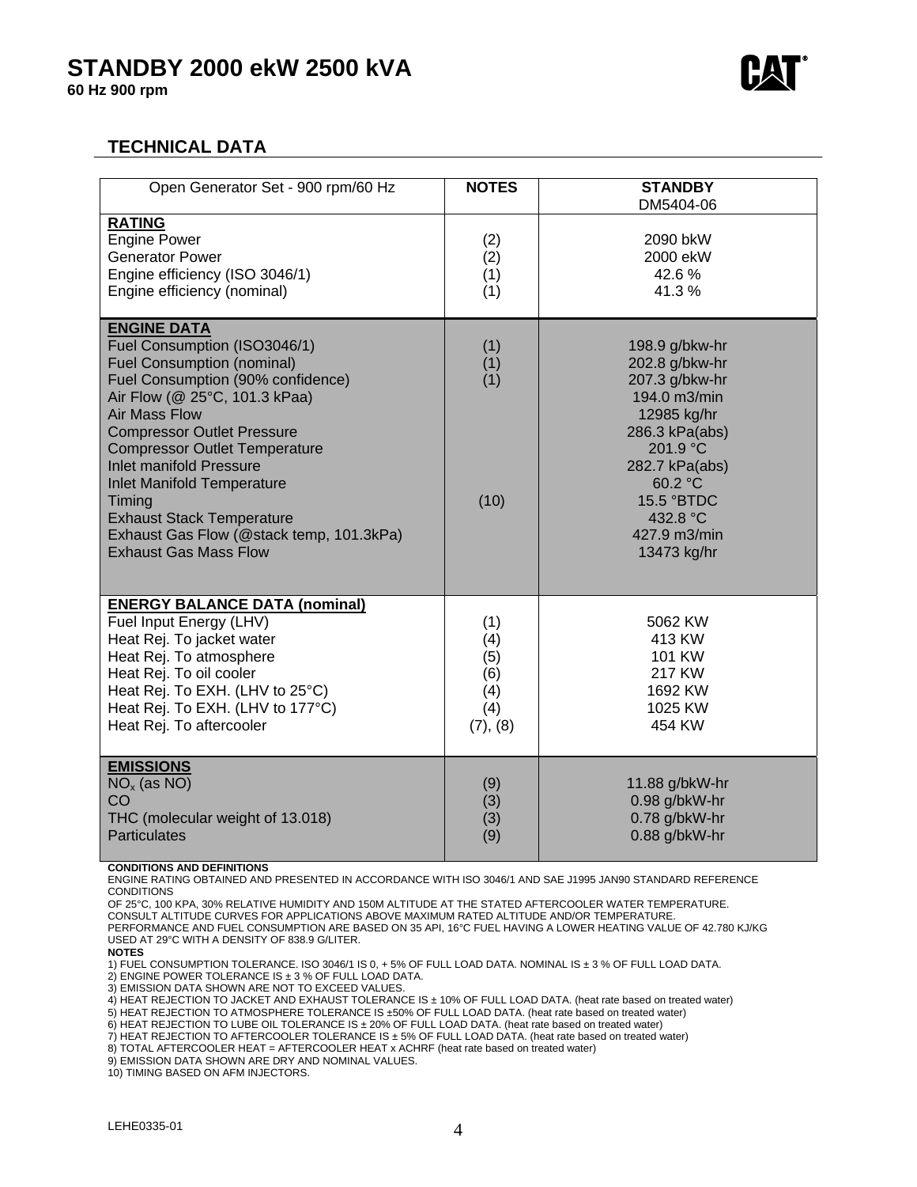# STANDBY 2000 ekW 2500 kVA

**60 Hz 900 rpm**

## TECHNICAL DATA

| Open Generator Set - 900 rpm/60 Hz | NOTES | STANDBY DM5404-06 |
|---|---|---|
| **RATING** | | |
| Engine Power | (2) | 2090 bkW |
| Generator Power | (2) | 2000 ekW |
| Engine efficiency (ISO 3046/1) | (1) | 42.6 % |
| Engine efficiency (nominal) | (1) | 41.3 % |
| **ENGINE DATA** | | |
| Fuel Consumption (ISO3046/1) | (1) | 198.9 g/bkw-hr |
| Fuel Consumption (nominal) | (1) | 202.8 g/bkw-hr |
| Fuel Consumption (90% confidence) | (1) | 207.3 g/bkw-hr |
| Air Flow (@ 25°C, 101.3 kPaa) | | 194.0 m3/min |
| Air Mass Flow | | 12985 kg/hr |
| Compressor Outlet Pressure | | 286.3 kPa(abs) |
| Compressor Outlet Temperature | | 201.9 °C |
| Inlet manifold Pressure | | 282.7 kPa(abs) |
| Inlet Manifold Temperature | | 60.2 °C |
| Timing | (10) | 15.5 °BTDC |
| Exhaust Stack Temperature | | 432.8 °C |
| Exhaust Gas Flow (@stack temp, 101.3kPa) | | 427.9 m3/min |
| Exhaust Gas Mass Flow | | 13473 kg/hr |
| **ENERGY BALANCE DATA (nominal)** | | |
| Fuel Input Energy (LHV) | (1) | 5062 KW |
| Heat Rej. To jacket water | (4) | 413 KW |
| Heat Rej. To atmosphere | (5) | 101 KW |
| Heat Rej. To oil cooler | (6) | 217 KW |
| Heat Rej. To EXH. (LHV to 25°C) | (4) | 1692 KW |
| Heat Rej. To EXH. (LHV to 177°C) | (4) | 1025 KW |
| Heat Rej. To aftercooler | (7), (8) | 454 KW |
| **EMISSIONS** | | |
| $NO_x$ (as NO) | (9) | 11.88 g/bkW-hr |
| CO | (3) | 0.98 g/bkW-hr |
| THC (molecular weight of 13.018) | (3) | 0.78 g/bkW-hr |
| Particulates | (9) | 0.88 g/bkW-hr |

**CONDITIONS AND DEFINITIONS**

ENGINE RATING OBTAINED AND PRESENTED IN ACCORDANCE WITH ISO 3046/1 AND SAE J1995 JAN90 STANDARD REFERENCE CONDITIONS
OF 25°C, 100 KPA, 30% RELATIVE HUMIDITY AND 150M ALTITUDE AT THE STATED AFTERCOOLER WATER TEMPERATURE.
CONSULT ALTITUDE CURVES FOR APPLICATIONS ABOVE MAXIMUM RATED ALTITUDE AND/OR TEMPERATURE.
PERFORMANCE AND FUEL CONSUMPTION ARE BASED ON 35 API, 16°C FUEL HAVING A LOWER HEATING VALUE OF 42.780 KJ/KG USED AT 29°C WITH A DENSITY OF 838.9 G/LITER.

**NOTES**

1) FUEL CONSUMPTION TOLERANCE. ISO 3046/1 IS 0, + 5% OF FULL LOAD DATA. NOMINAL IS ± 3 % OF FULL LOAD DATA.
2) ENGINE POWER TOLERANCE IS ± 3 % OF FULL LOAD DATA.
3) EMISSION DATA SHOWN ARE NOT TO EXCEED VALUES.
4) HEAT REJECTION TO JACKET AND EXHAUST TOLERANCE IS ± 10% OF FULL LOAD DATA. (heat rate based on treated water)
5) HEAT REJECTION TO ATMOSPHERE TOLERANCE IS ±50% OF FULL LOAD DATA. (heat rate based on treated water)
6) HEAT REJECTION TO LUBE OIL TOLERANCE IS ± 20% OF FULL LOAD DATA. (heat rate based on treated water)
7) HEAT REJECTION TO AFTERCOOLER TOLERANCE IS ± 5% OF FULL LOAD DATA. (heat rate based on treated water)
8) TOTAL AFTERCOOLER HEAT = AFTERCOOLER HEAT x ACHRF (heat rate based on treated water)
9) EMISSION DATA SHOWN ARE DRY AND NOMINAL VALUES.
10) TIMING BASED ON AFM INJECTORS.

LEHE0335-01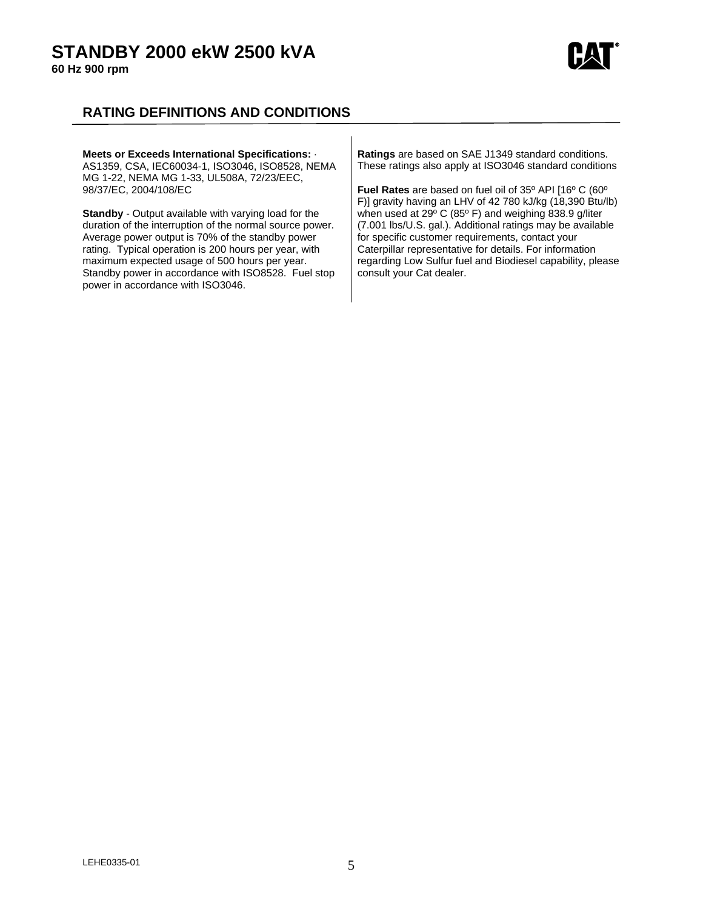## RATING DEFINITIONS AND CONDITIONS

**Meets or Exceeds International Specifications:** · AS1359, CSA, IEC60034-1, ISO3046, ISO8528, NEMA MG 1-22, NEMA MG 1-33, UL508A, 72/23/EEC, 98/37/EC, 2004/108/EC

**Standby** - Output available with varying load for the duration of the interruption of the normal source power. Average power output is 70% of the standby power rating. Typical operation is 200 hours per year, with maximum expected usage of 500 hours per year. Standby power in accordance with ISO8528. Fuel stop power in accordance with ISO3046.

**Ratings** are based on SAE J1349 standard conditions. These ratings also apply at ISO3046 standard conditions

**Fuel Rates** are based on fuel oil of 35º API [16º C (60º F)] gravity having an LHV of 42 780 kJ/kg (18,390 Btu/lb) when used at 29º C (85º F) and weighing 838.9 g/liter (7.001 lbs/U.S. gal.). Additional ratings may be available for specific customer requirements, contact your Caterpillar representative for details. For information regarding Low Sulfur fuel and Biodiesel capability, please consult your Cat dealer.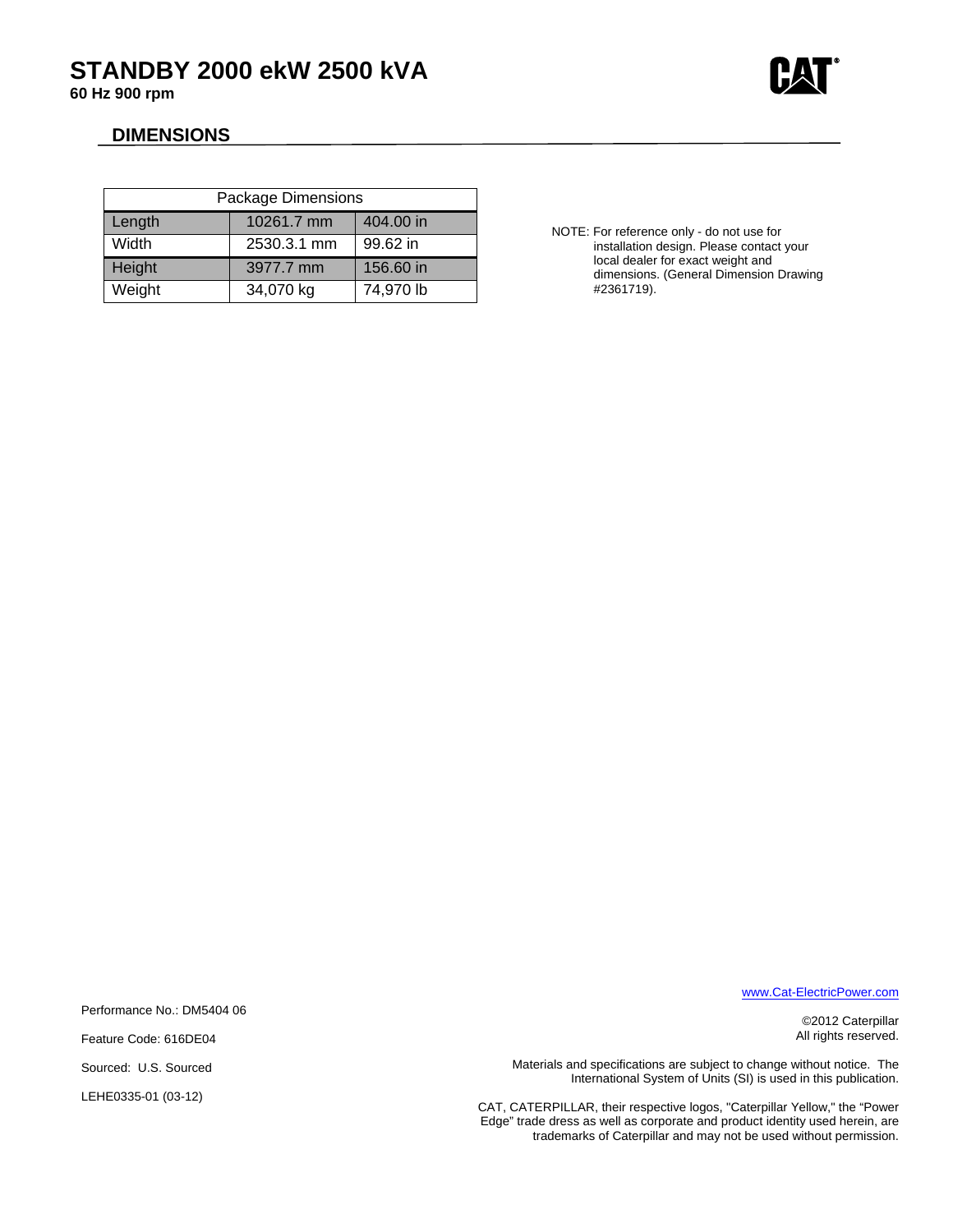# STANDBY 2000 ekW 2500 kVA

**60 Hz 900 rpm**

## DIMENSIONS

| Package Dimensions | | |
|---|---|---|
| Length | 10261.7 mm | 404.00 in |
| Width | 2530.3.1 mm | 99.62 in |
| Height | 3977.7 mm | 156.60 in |
| Weight | 34,070 kg | 74,970 lb |

NOTE: For reference only - do not use for installation design. Please contact your local dealer for exact weight and dimensions. (General Dimension Drawing #2361719).

Performance No.: DM5404 06

Feature Code: 616DE04

Sourced: U.S. Sourced

LEHE0335-01 (03-12)

www.Cat-ElectricPower.com

©2012 Caterpillar
All rights reserved.

Materials and specifications are subject to change without notice. The International System of Units (SI) is used in this publication.

CAT, CATERPILLAR, their respective logos, "Caterpillar Yellow," the "Power Edge" trade dress as well as corporate and product identity used herein, are trademarks of Caterpillar and may not be used without permission.